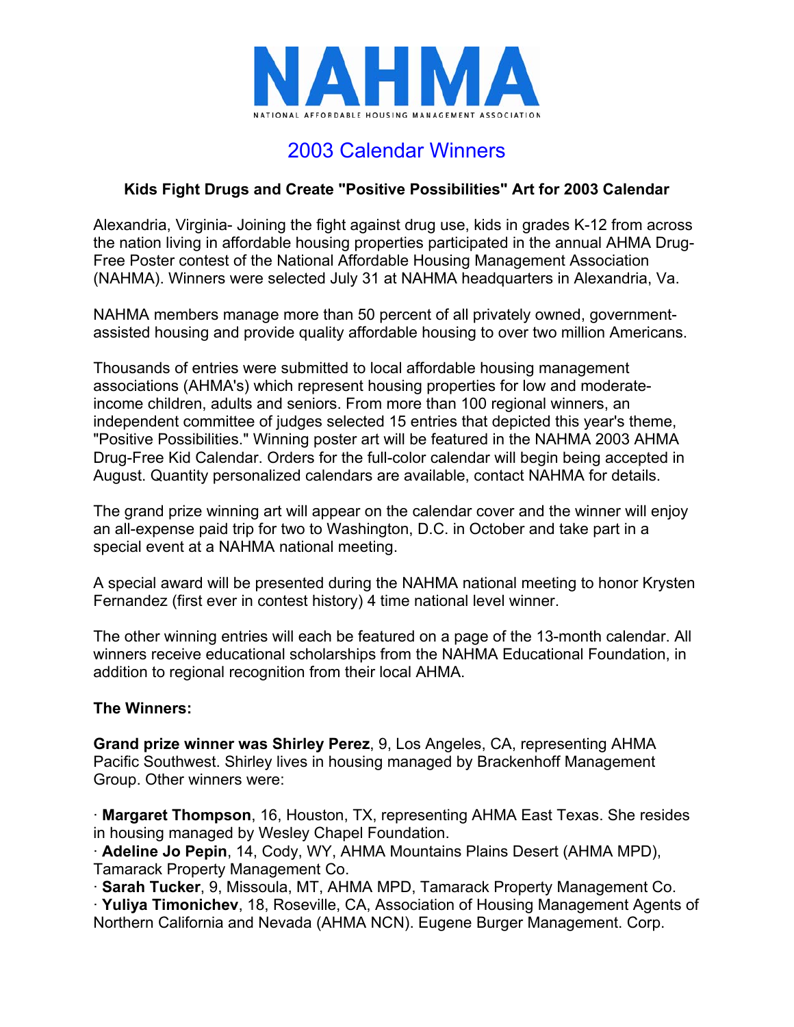# NAHMA

NATIONAL AFFORDABLE HOUSING MANAGEMENT ASSOCIATION

## 2003 Calendar Winners

### Kids Fight Drugs and Create "Positive Possibilities" Art for 2003 Calendar

Alexandria, Virginia- Joining the fight against drug use, kids in grades K-12 from across the nation living in affordable housing properties participated in the annual AHMA Drug-Free Poster contest of the National Affordable Housing Management Association (NAHMA). Winners were selected July 31 at NAHMA headquarters in Alexandria, Va.

NAHMA members manage more than 50 percent of all privately owned, government-assisted housing and provide quality affordable housing to over two million Americans.

Thousands of entries were submitted to local affordable housing management associations (AHMA's) which represent housing properties for low and moderate-income children, adults and seniors. From more than 100 regional winners, an independent committee of judges selected 15 entries that depicted this year's theme, "Positive Possibilities." Winning poster art will be featured in the NAHMA 2003 AHMA Drug-Free Kid Calendar. Orders for the full-color calendar will begin being accepted in August. Quantity personalized calendars are available, contact NAHMA for details.

The grand prize winning art will appear on the calendar cover and the winner will enjoy an all-expense paid trip for two to Washington, D.C. in October and take part in a special event at a NAHMA national meeting.

A special award will be presented during the NAHMA national meeting to honor Krysten Fernandez (first ever in contest history) 4 time national level winner.

The other winning entries will each be featured on a page of the 13-month calendar. All winners receive educational scholarships from the NAHMA Educational Foundation, in addition to regional recognition from their local AHMA.

**The Winners:**

**Grand prize winner was Shirley Perez**, 9, Los Angeles, CA, representing AHMA Pacific Southwest. Shirley lives in housing managed by Brackenhoff Management Group. Other winners were:

- **Margaret Thompson**, 16, Houston, TX, representing AHMA East Texas. She resides in housing managed by Wesley Chapel Foundation.
- **Adeline Jo Pepin**, 14, Cody, WY, AHMA Mountains Plains Desert (AHMA MPD), Tamarack Property Management Co.
- **Sarah Tucker**, 9, Missoula, MT, AHMA MPD, Tamarack Property Management Co.
- **Yuliya Timonichev**, 18, Roseville, CA, Association of Housing Management Agents of Northern California and Nevada (AHMA NCN). Eugene Burger Management. Corp.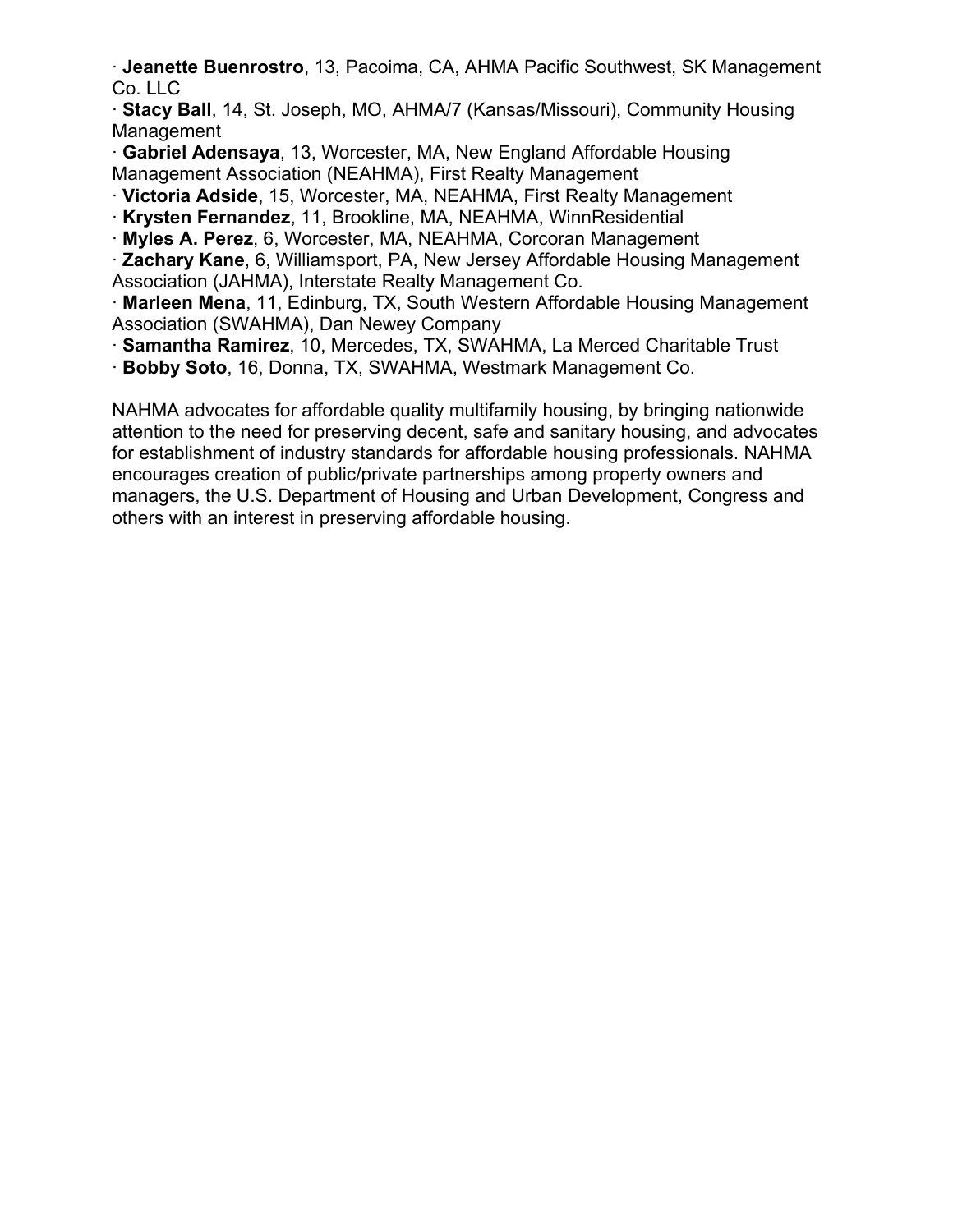· **Jeanette Buenrostro**, 13, Pacoima, CA, AHMA Pacific Southwest, SK Management Co. LLC
· **Stacy Ball**, 14, St. Joseph, MO, AHMA/7 (Kansas/Missouri), Community Housing Management
· **Gabriel Adensaya**, 13, Worcester, MA, New England Affordable Housing Management Association (NEAHMA), First Realty Management
· **Victoria Adside**, 15, Worcester, MA, NEAHMA, First Realty Management
· **Krysten Fernandez**, 11, Brookline, MA, NEAHMA, WinnResidential
· **Myles A. Perez**, 6, Worcester, MA, NEAHMA, Corcoran Management
· **Zachary Kane**, 6, Williamsport, PA, New Jersey Affordable Housing Management Association (JAHMA), Interstate Realty Management Co.
· **Marleen Mena**, 11, Edinburg, TX, South Western Affordable Housing Management Association (SWAHMA), Dan Newey Company
· **Samantha Ramirez**, 10, Mercedes, TX, SWAHMA, La Merced Charitable Trust
· **Bobby Soto**, 16, Donna, TX, SWAHMA, Westmark Management Co.

NAHMA advocates for affordable quality multifamily housing, by bringing nationwide attention to the need for preserving decent, safe and sanitary housing, and advocates for establishment of industry standards for affordable housing professionals. NAHMA encourages creation of public/private partnerships among property owners and managers, the U.S. Department of Housing and Urban Development, Congress and others with an interest in preserving affordable housing.